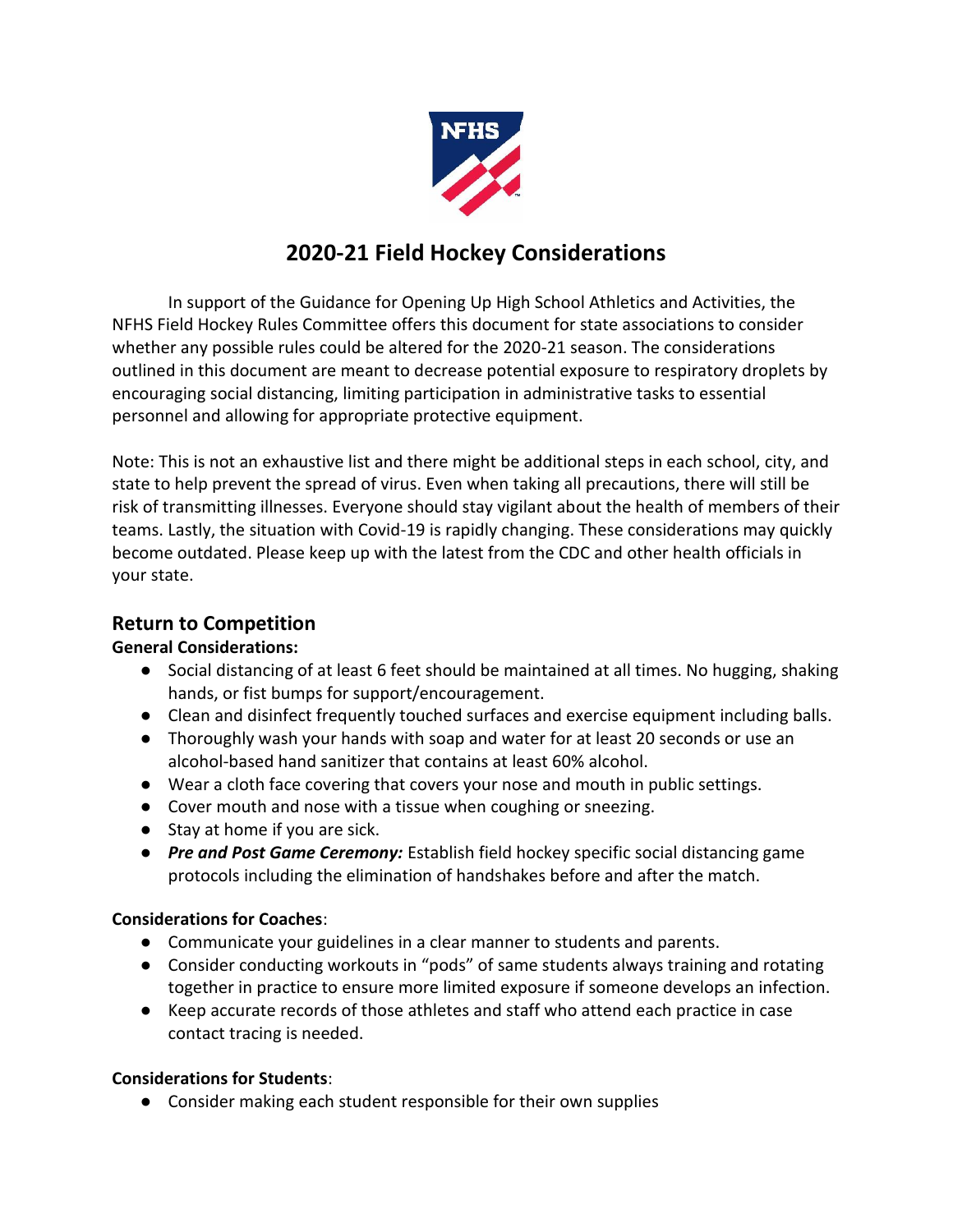# 2020-21 Field Hockey Considerations

In support of the Guidance for Opening Up High School Athletics and Activities, the NFHS Field Hockey Rules Committee offers this document for state associations to consider whether any possible rules could be altered for the 2020-21 season. The considerations outlined in this document are meant to decrease potential exposure to respiratory droplets by encouraging social distancing, limiting participation in administrative tasks to essential personnel and allowing for appropriate protective equipment.

Note: This is not an exhaustive list and there might be additional steps in each school, city, and state to help prevent the spread of virus. Even when taking all precautions, there will still be risk of transmitting illnesses. Everyone should stay vigilant about the health of members of their teams. Lastly, the situation with Covid-19 is rapidly changing. These considerations may quickly become outdated. Please keep up with the latest from the CDC and other health officials in your state.

## Return to Competition

**General Considerations:**

- Social distancing of at least 6 feet should be maintained at all times. No hugging, shaking hands, or fist bumps for support/encouragement.
- Clean and disinfect frequently touched surfaces and exercise equipment including balls.
- Thoroughly wash your hands with soap and water for at least 20 seconds or use an alcohol-based hand sanitizer that contains at least 60% alcohol.
- Wear a cloth face covering that covers your nose and mouth in public settings.
- Cover mouth and nose with a tissue when coughing or sneezing.
- Stay at home if you are sick.
- ***Pre and Post Game Ceremony:*** Establish field hockey specific social distancing game protocols including the elimination of handshakes before and after the match.

**Considerations for Coaches**:

- Communicate your guidelines in a clear manner to students and parents.
- Consider conducting workouts in "pods" of same students always training and rotating together in practice to ensure more limited exposure if someone develops an infection.
- Keep accurate records of those athletes and staff who attend each practice in case contact tracing is needed.

**Considerations for Students**:

- Consider making each student responsible for their own supplies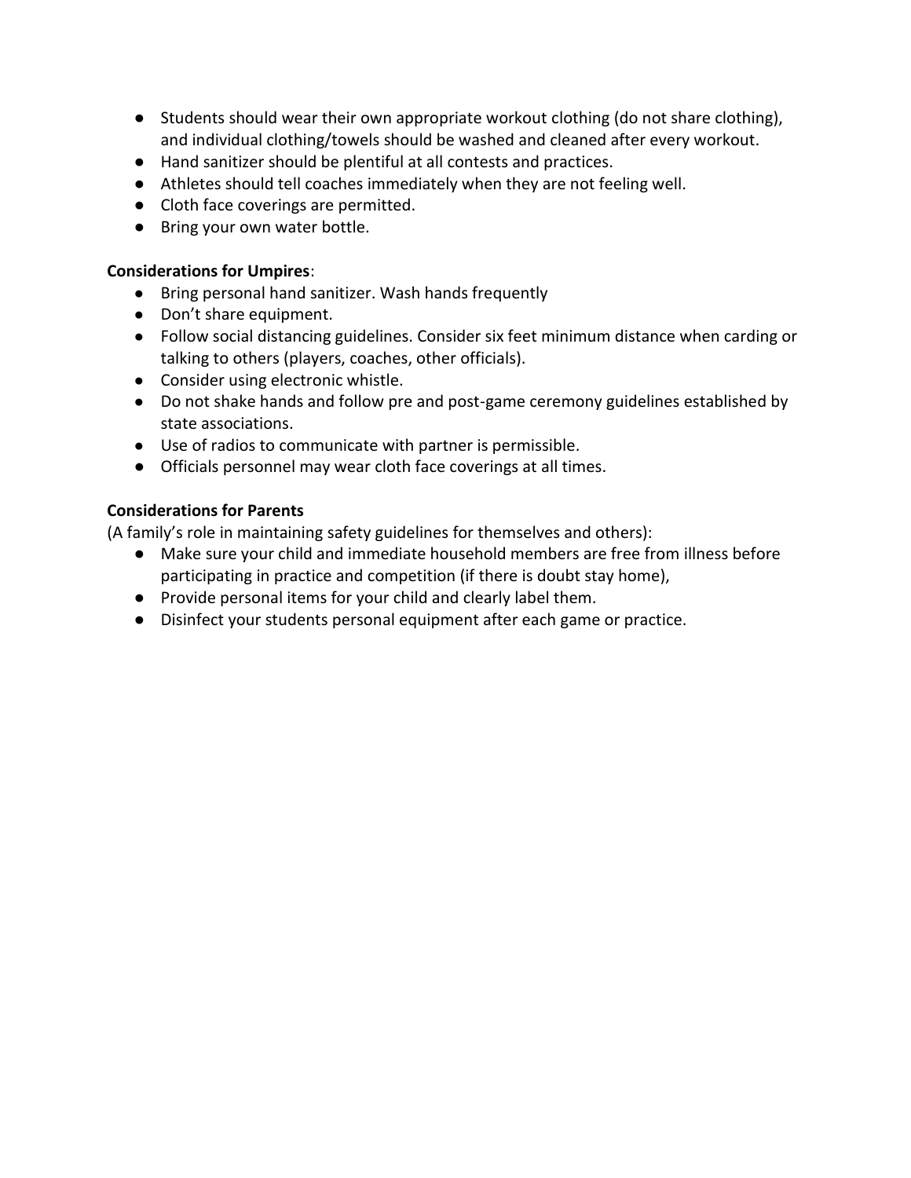- Students should wear their own appropriate workout clothing (do not share clothing), and individual clothing/towels should be washed and cleaned after every workout.
- Hand sanitizer should be plentiful at all contests and practices.
- Athletes should tell coaches immediately when they are not feeling well.
- Cloth face coverings are permitted.
- Bring your own water bottle.

**Considerations for Umpires**:

- Bring personal hand sanitizer. Wash hands frequently
- Don't share equipment.
- Follow social distancing guidelines. Consider six feet minimum distance when carding or talking to others (players, coaches, other officials).
- Consider using electronic whistle.
- Do not shake hands and follow pre and post-game ceremony guidelines established by state associations.
- Use of radios to communicate with partner is permissible.
- Officials personnel may wear cloth face coverings at all times.

**Considerations for Parents**

(A family's role in maintaining safety guidelines for themselves and others):

- Make sure your child and immediate household members are free from illness before participating in practice and competition (if there is doubt stay home),
- Provide personal items for your child and clearly label them.
- Disinfect your students personal equipment after each game or practice.